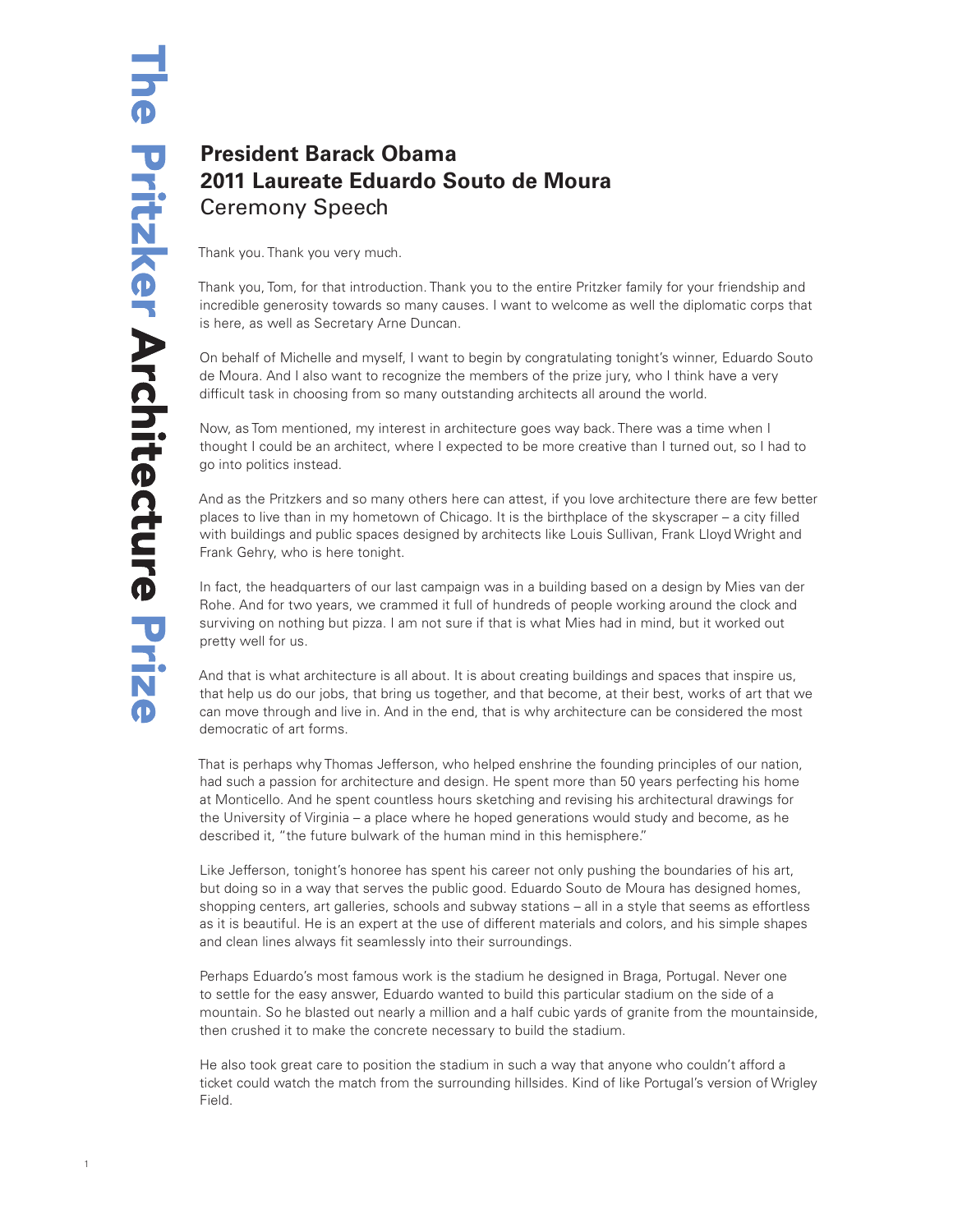# President Barack Obama
# 2011 Laureate Eduardo Souto de Moura
## Ceremony Speech

Thank you. Thank you very much.

Thank you, Tom, for that introduction. Thank you to the entire Pritzker family for your friendship and incredible generosity towards so many causes. I want to welcome as well the diplomatic corps that is here, as well as Secretary Arne Duncan.

On behalf of Michelle and myself, I want to begin by congratulating tonight's winner, Eduardo Souto de Moura. And I also want to recognize the members of the prize jury, who I think have a very difficult task in choosing from so many outstanding architects all around the world.

Now, as Tom mentioned, my interest in architecture goes way back. There was a time when I thought I could be an architect, where I expected to be more creative than I turned out, so I had to go into politics instead.

And as the Pritzkers and so many others here can attest, if you love architecture there are few better places to live than in my hometown of Chicago. It is the birthplace of the skyscraper – a city filled with buildings and public spaces designed by architects like Louis Sullivan, Frank Lloyd Wright and Frank Gehry, who is here tonight.

In fact, the headquarters of our last campaign was in a building based on a design by Mies van der Rohe. And for two years, we crammed it full of hundreds of people working around the clock and surviving on nothing but pizza. I am not sure if that is what Mies had in mind, but it worked out pretty well for us.

And that is what architecture is all about. It is about creating buildings and spaces that inspire us, that help us do our jobs, that bring us together, and that become, at their best, works of art that we can move through and live in. And in the end, that is why architecture can be considered the most democratic of art forms.

That is perhaps why Thomas Jefferson, who helped enshrine the founding principles of our nation, had such a passion for architecture and design. He spent more than 50 years perfecting his home at Monticello. And he spent countless hours sketching and revising his architectural drawings for the University of Virginia – a place where he hoped generations would study and become, as he described it, "the future bulwark of the human mind in this hemisphere."

Like Jefferson, tonight's honoree has spent his career not only pushing the boundaries of his art, but doing so in a way that serves the public good. Eduardo Souto de Moura has designed homes, shopping centers, art galleries, schools and subway stations – all in a style that seems as effortless as it is beautiful. He is an expert at the use of different materials and colors, and his simple shapes and clean lines always fit seamlessly into their surroundings.

Perhaps Eduardo's most famous work is the stadium he designed in Braga, Portugal. Never one to settle for the easy answer, Eduardo wanted to build this particular stadium on the side of a mountain. So he blasted out nearly a million and a half cubic yards of granite from the mountainside, then crushed it to make the concrete necessary to build the stadium.

He also took great care to position the stadium in such a way that anyone who couldn't afford a ticket could watch the match from the surrounding hillsides. Kind of like Portugal's version of Wrigley Field.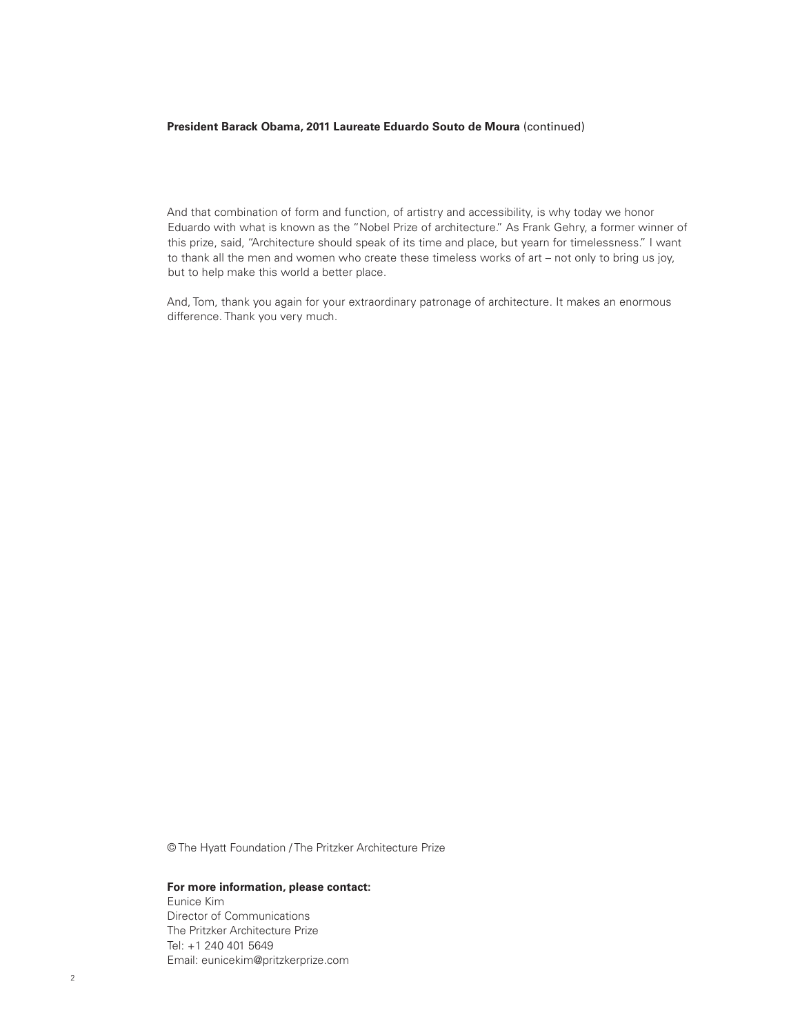**President Barack Obama, 2011 Laureate Eduardo Souto de Moura** (continued)

And that combination of form and function, of artistry and accessibility, is why today we honor Eduardo with what is known as the "Nobel Prize of architecture." As Frank Gehry, a former winner of this prize, said, "Architecture should speak of its time and place, but yearn for timelessness." I want to thank all the men and women who create these timeless works of art – not only to bring us joy, but to help make this world a better place.

And, Tom, thank you again for your extraordinary patronage of architecture. It makes an enormous difference. Thank you very much.

© The Hyatt Foundation / The Pritzker Architecture Prize

**For more information, please contact:**
Eunice Kim
Director of Communications
The Pritzker Architecture Prize
Tel: +1 240 401 5649
Email: eunicekim@pritzkerprize.com